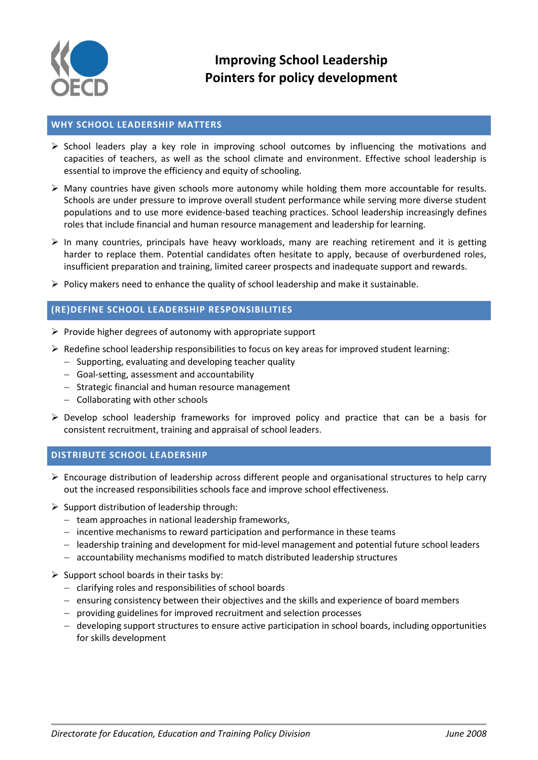# Improving School Leadership
# Pointers for policy development

## WHY SCHOOL LEADERSHIP MATTERS

- School leaders play a key role in improving school outcomes by influencing the motivations and capacities of teachers, as well as the school climate and environment. Effective school leadership is essential to improve the efficiency and equity of schooling.
- Many countries have given schools more autonomy while holding them more accountable for results. Schools are under pressure to improve overall student performance while serving more diverse student populations and to use more evidence-based teaching practices. School leadership increasingly defines roles that include financial and human resource management and leadership for learning.
- In many countries, principals have heavy workloads, many are reaching retirement and it is getting harder to replace them. Potential candidates often hesitate to apply, because of overburdened roles, insufficient preparation and training, limited career prospects and inadequate support and rewards.
- Policy makers need to enhance the quality of school leadership and make it sustainable.

## (RE)DEFINE SCHOOL LEADERSHIP RESPONSIBILITIES

- Provide higher degrees of autonomy with appropriate support
- Redefine school leadership responsibilities to focus on key areas for improved student learning:
  - Supporting, evaluating and developing teacher quality
  - Goal-setting, assessment and accountability
  - Strategic financial and human resource management
  - Collaborating with other schools
- Develop school leadership frameworks for improved policy and practice that can be a basis for consistent recruitment, training and appraisal of school leaders.

## DISTRIBUTE SCHOOL LEADERSHIP

- Encourage distribution of leadership across different people and organisational structures to help carry out the increased responsibilities schools face and improve school effectiveness.
- Support distribution of leadership through:
  - team approaches in national leadership frameworks,
  - incentive mechanisms to reward participation and performance in these teams
  - leadership training and development for mid-level management and potential future school leaders
  - accountability mechanisms modified to match distributed leadership structures
- Support school boards in their tasks by:
  - clarifying roles and responsibilities of school boards
  - ensuring consistency between their objectives and the skills and experience of board members
  - providing guidelines for improved recruitment and selection processes
  - developing support structures to ensure active participation in school boards, including opportunities for skills development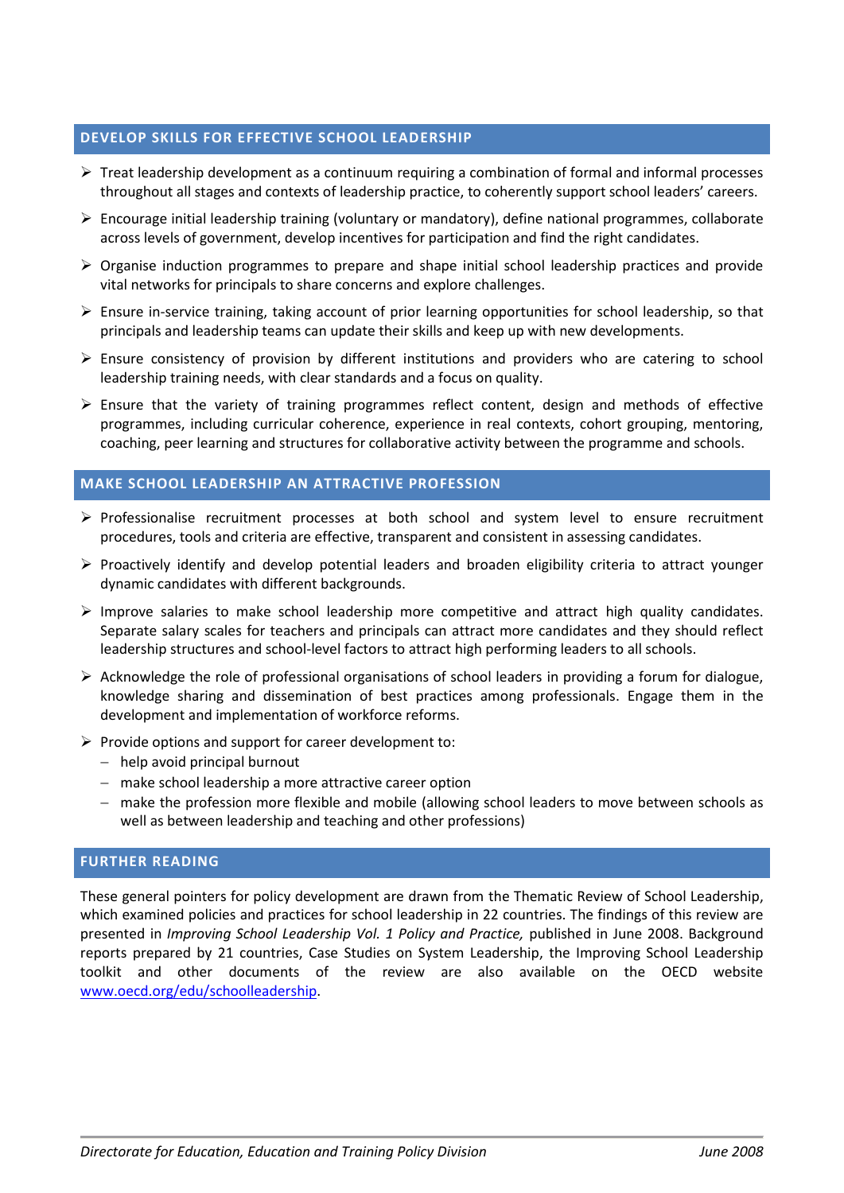## DEVELOP SKILLS FOR EFFECTIVE SCHOOL LEADERSHIP

- Treat leadership development as a continuum requiring a combination of formal and informal processes throughout all stages and contexts of leadership practice, to coherently support school leaders' careers.
- Encourage initial leadership training (voluntary or mandatory), define national programmes, collaborate across levels of government, develop incentives for participation and find the right candidates.
- Organise induction programmes to prepare and shape initial school leadership practices and provide vital networks for principals to share concerns and explore challenges.
- Ensure in-service training, taking account of prior learning opportunities for school leadership, so that principals and leadership teams can update their skills and keep up with new developments.
- Ensure consistency of provision by different institutions and providers who are catering to school leadership training needs, with clear standards and a focus on quality.
- Ensure that the variety of training programmes reflect content, design and methods of effective programmes, including curricular coherence, experience in real contexts, cohort grouping, mentoring, coaching, peer learning and structures for collaborative activity between the programme and schools.

## MAKE SCHOOL LEADERSHIP AN ATTRACTIVE PROFESSION

- Professionalise recruitment processes at both school and system level to ensure recruitment procedures, tools and criteria are effective, transparent and consistent in assessing candidates.
- Proactively identify and develop potential leaders and broaden eligibility criteria to attract younger dynamic candidates with different backgrounds.
- Improve salaries to make school leadership more competitive and attract high quality candidates. Separate salary scales for teachers and principals can attract more candidates and they should reflect leadership structures and school-level factors to attract high performing leaders to all schools.
- Acknowledge the role of professional organisations of school leaders in providing a forum for dialogue, knowledge sharing and dissemination of best practices among professionals. Engage them in the development and implementation of workforce reforms.
- Provide options and support for career development to:
  - help avoid principal burnout
  - make school leadership a more attractive career option
  - make the profession more flexible and mobile (allowing school leaders to move between schools as well as between leadership and teaching and other professions)

## FURTHER READING

These general pointers for policy development are drawn from the Thematic Review of School Leadership, which examined policies and practices for school leadership in 22 countries. The findings of this review are presented in *Improving School Leadership Vol. 1 Policy and Practice,* published in June 2008. Background reports prepared by 21 countries, Case Studies on System Leadership, the Improving School Leadership toolkit and other documents of the review are also available on the OECD website [www.oecd.org/edu/schoolleadership](http://www.oecd.org/edu/schoolleadership).

*Directorate for Education, Education and Training Policy Division* *June 2008*